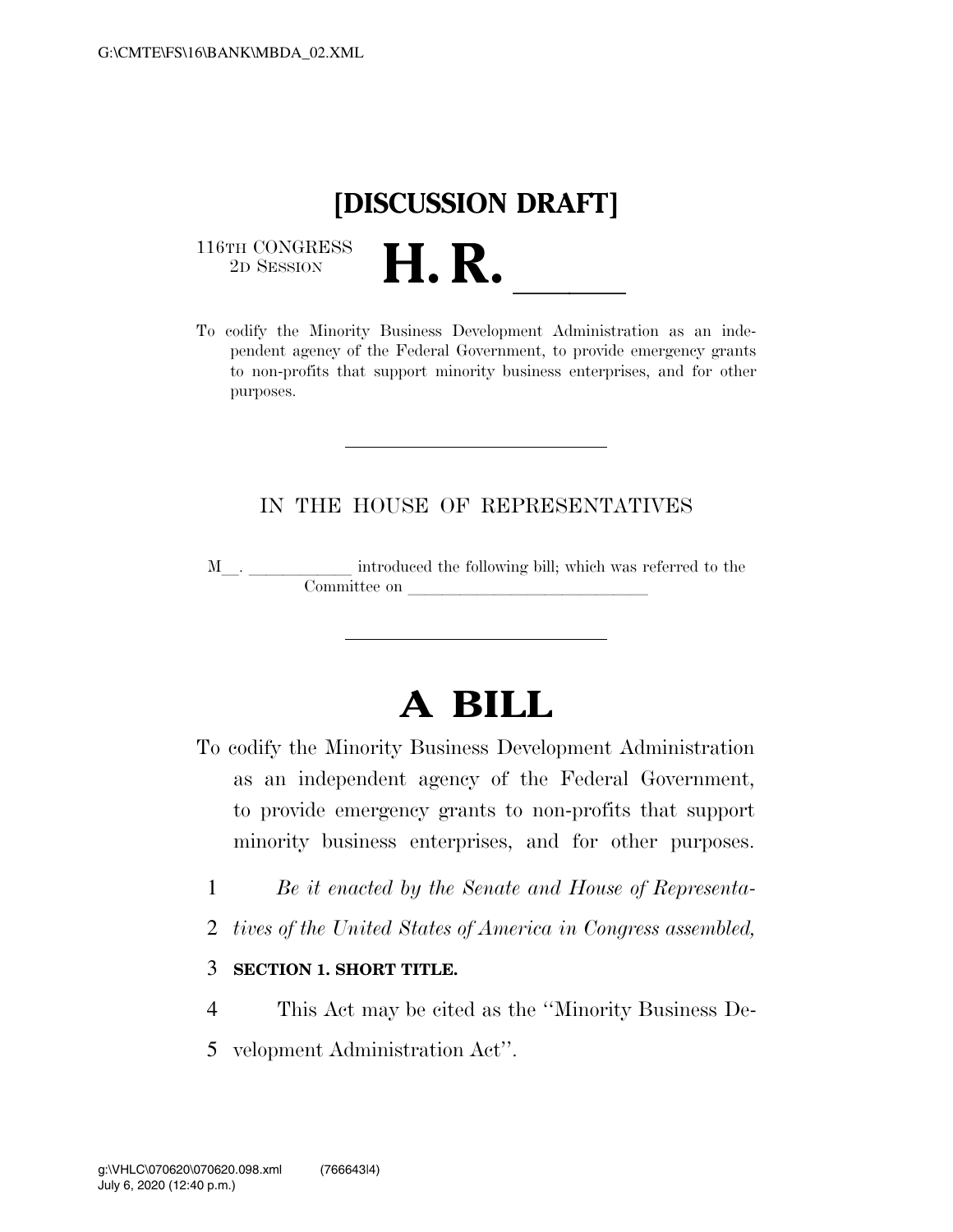**[DISCUSSION DRAFT]**

116TH CONGRESS
2D SESSION

# H. R. \_\_\_\_\_\_

To codify the Minority Business Development Administration as an independent agency of the Federal Government, to provide emergency grants to non-profits that support minority business enterprises, and for other purposes.

---

IN THE HOUSE OF REPRESENTATIVES

M\_\_. \_\_\_\_\_\_\_\_\_\_\_\_ introduced the following bill; which was referred to the Committee on \_\_\_\_\_\_\_\_\_\_\_\_\_\_\_\_\_\_\_\_\_\_\_\_\_\_\_\_\_

---

# A BILL

To codify the Minority Business Development Administration as an independent agency of the Federal Government, to provide emergency grants to non-profits that support minority business enterprises, and for other purposes.

1 *Be it enacted by the Senate and House of Representa-*
2 *tives of the United States of America in Congress assembled,*

3 **SECTION 1. SHORT TITLE.**

4 This Act may be cited as the ''Minority Business De-
5 velopment Administration Act''.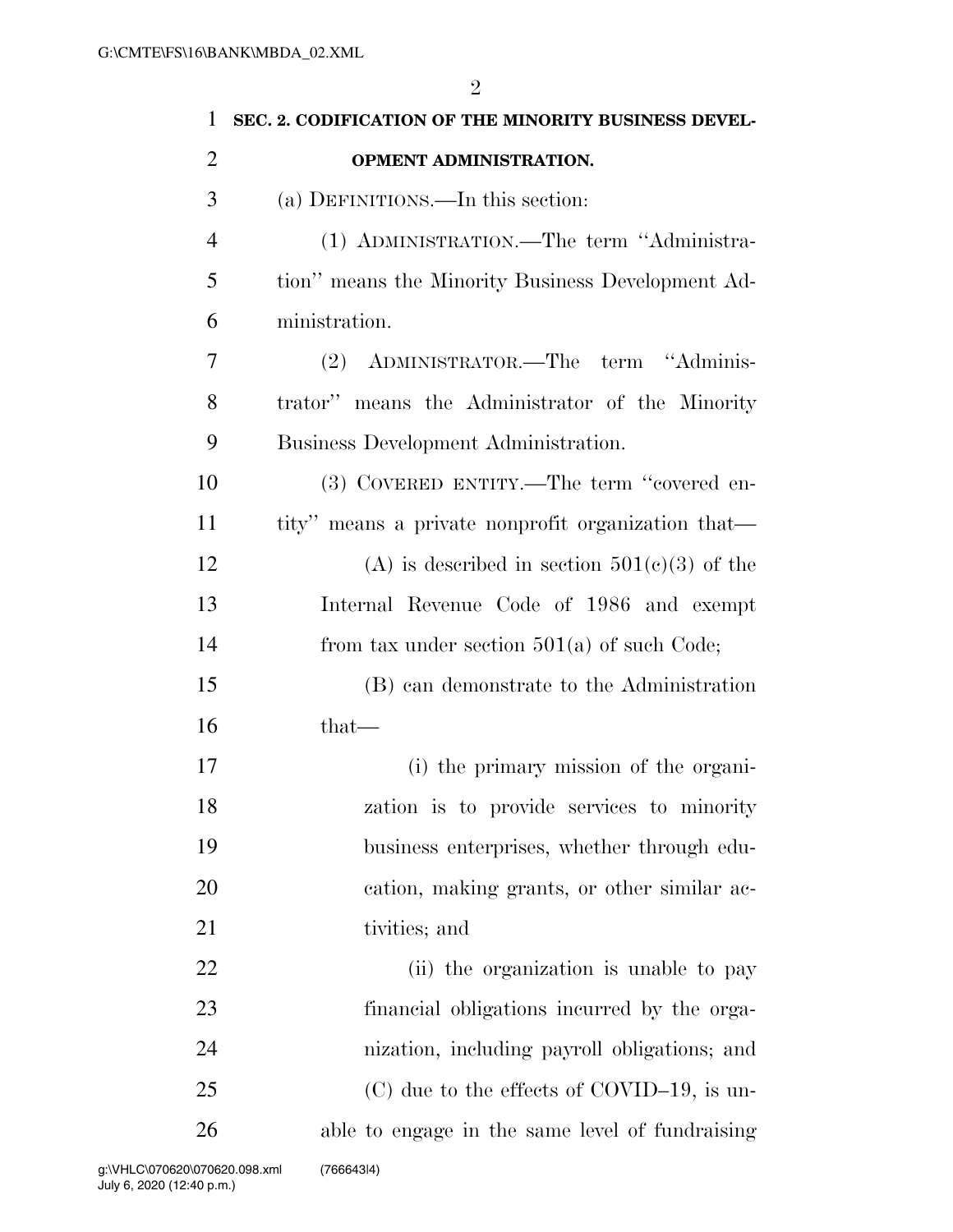## SEC. 2. CODIFICATION OF THE MINORITY BUSINESS DEVELOPMENT ADMINISTRATION.

(a) DEFINITIONS.—In this section:

(1) ADMINISTRATION.—The term ''Administration'' means the Minority Business Development Administration.

(2) ADMINISTRATOR.—The term ''Administrator'' means the Administrator of the Minority Business Development Administration.

(3) COVERED ENTITY.—The term ''covered entity'' means a private nonprofit organization that—

(A) is described in section 501(c)(3) of the Internal Revenue Code of 1986 and exempt from tax under section 501(a) of such Code;

(B) can demonstrate to the Administration that—

(i) the primary mission of the organization is to provide services to minority business enterprises, whether through education, making grants, or other similar activities; and

(ii) the organization is unable to pay financial obligations incurred by the organization, including payroll obligations; and

(C) due to the effects of COVID–19, is unable to engage in the same level of fundraising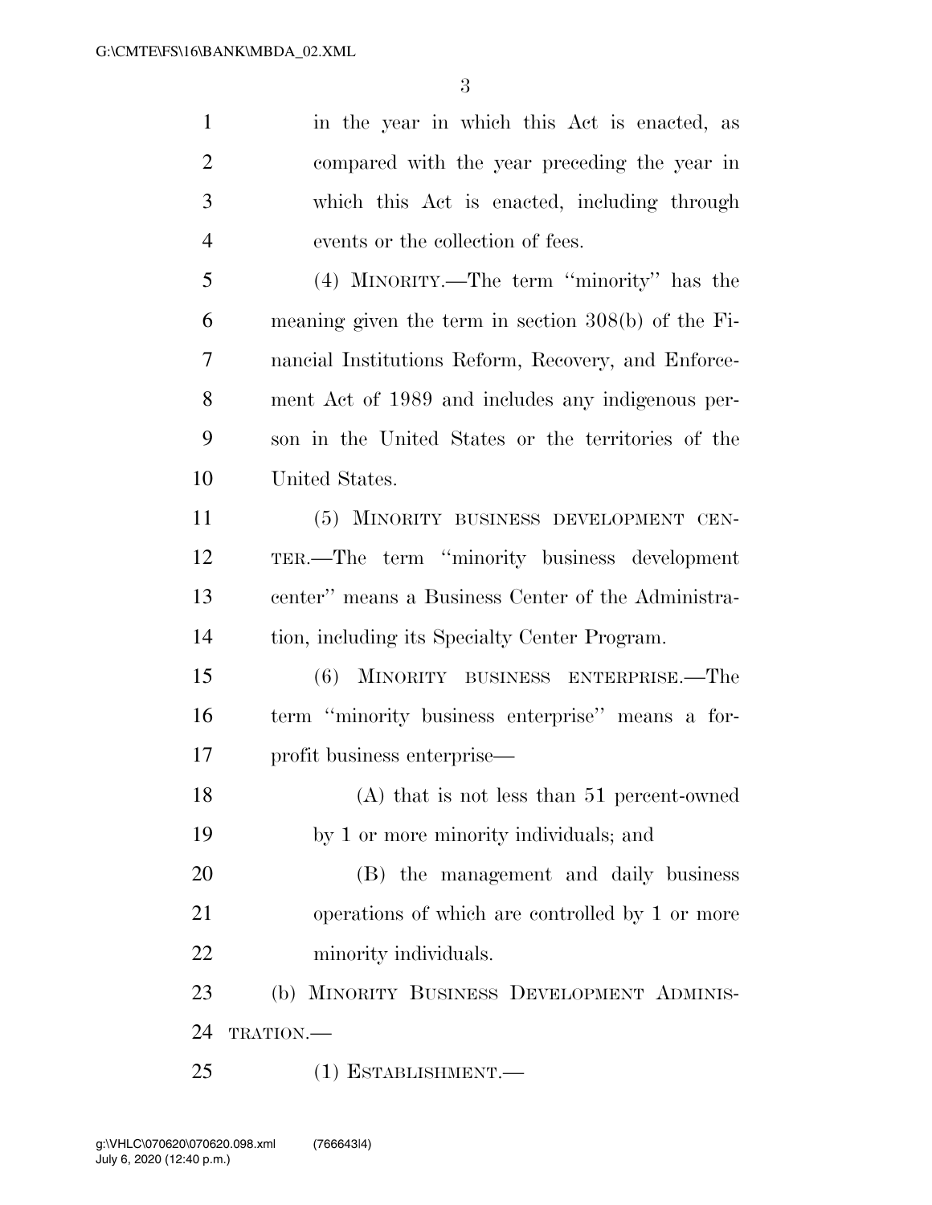in the year in which this Act is enacted, as compared with the year preceding the year in which this Act is enacted, including through events or the collection of fees.

(4) MINORITY.—The term "minority" has the meaning given the term in section 308(b) of the Financial Institutions Reform, Recovery, and Enforcement Act of 1989 and includes any indigenous person in the United States or the territories of the United States.

(5) MINORITY BUSINESS DEVELOPMENT CENTER.—The term "minority business development center" means a Business Center of the Administration, including its Specialty Center Program.

(6) MINORITY BUSINESS ENTERPRISE.—The term "minority business enterprise" means a for-profit business enterprise—

(A) that is not less than 51 percent-owned by 1 or more minority individuals; and

(B) the management and daily business operations of which are controlled by 1 or more minority individuals.

(b) MINORITY BUSINESS DEVELOPMENT ADMINISTRATION.—

(1) ESTABLISHMENT.—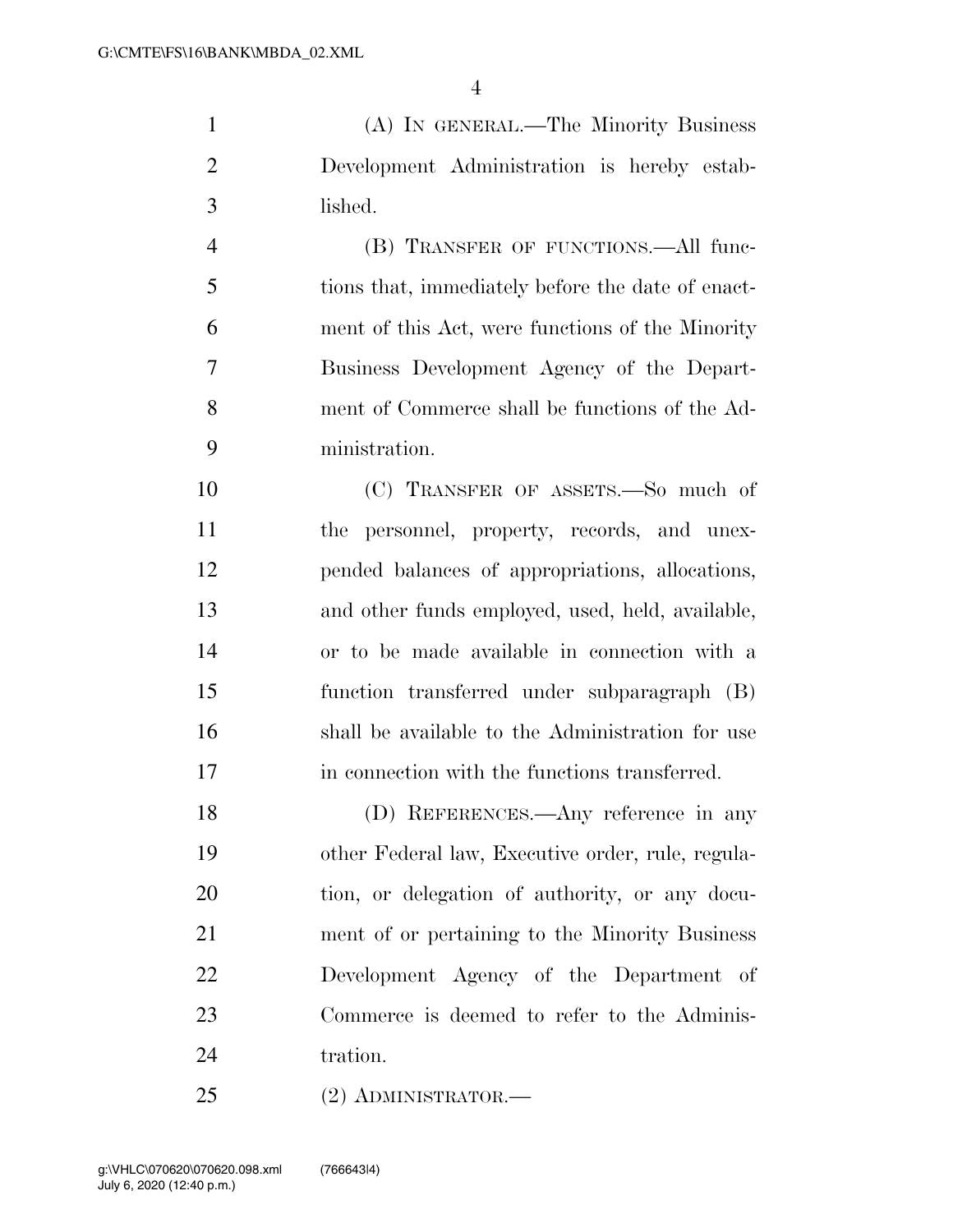(A) IN GENERAL.—The Minority Business Development Administration is hereby established.

(B) TRANSFER OF FUNCTIONS.—All functions that, immediately before the date of enactment of this Act, were functions of the Minority Business Development Agency of the Department of Commerce shall be functions of the Administration.

(C) TRANSFER OF ASSETS.—So much of the personnel, property, records, and unexpended balances of appropriations, allocations, and other funds employed, used, held, available, or to be made available in connection with a function transferred under subparagraph (B) shall be available to the Administration for use in connection with the functions transferred.

(D) REFERENCES.—Any reference in any other Federal law, Executive order, rule, regulation, or delegation of authority, or any document of or pertaining to the Minority Business Development Agency of the Department of Commerce is deemed to refer to the Administration.

(2) ADMINISTRATOR.—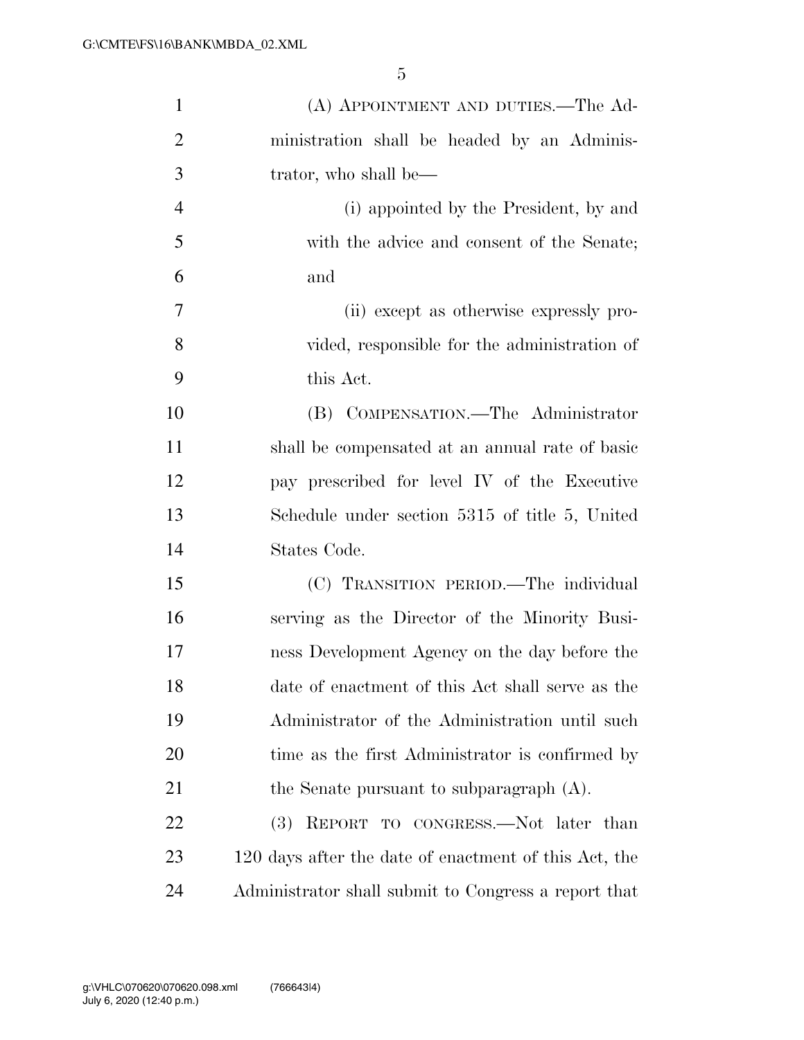(A) APPOINTMENT AND DUTIES.—The Administration shall be headed by an Administrator, who shall be—

(i) appointed by the President, by and with the advice and consent of the Senate; and

(ii) except as otherwise expressly provided, responsible for the administration of this Act.

(B) COMPENSATION.—The Administrator shall be compensated at an annual rate of basic pay prescribed for level IV of the Executive Schedule under section 5315 of title 5, United States Code.

(C) TRANSITION PERIOD.—The individual serving as the Director of the Minority Business Development Agency on the day before the date of enactment of this Act shall serve as the Administrator of the Administration until such time as the first Administrator is confirmed by the Senate pursuant to subparagraph (A).

(3) REPORT TO CONGRESS.—Not later than 120 days after the date of enactment of this Act, the Administrator shall submit to Congress a report that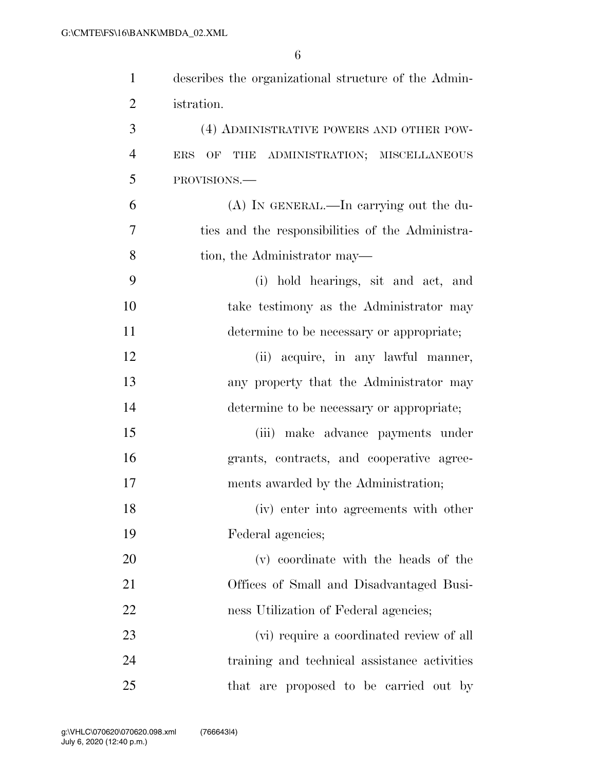describes the organizational structure of the Administration.

(4) ADMINISTRATIVE POWERS AND OTHER POWERS OF THE ADMINISTRATION; MISCELLANEOUS PROVISIONS.—

(A) IN GENERAL.—In carrying out the duties and the responsibilities of the Administration, the Administrator may—

(i) hold hearings, sit and act, and take testimony as the Administrator may determine to be necessary or appropriate;

(ii) acquire, in any lawful manner, any property that the Administrator may determine to be necessary or appropriate;

(iii) make advance payments under grants, contracts, and cooperative agreements awarded by the Administration;

(iv) enter into agreements with other Federal agencies;

(v) coordinate with the heads of the Offices of Small and Disadvantaged Business Utilization of Federal agencies;

(vi) require a coordinated review of all training and technical assistance activities that are proposed to be carried out by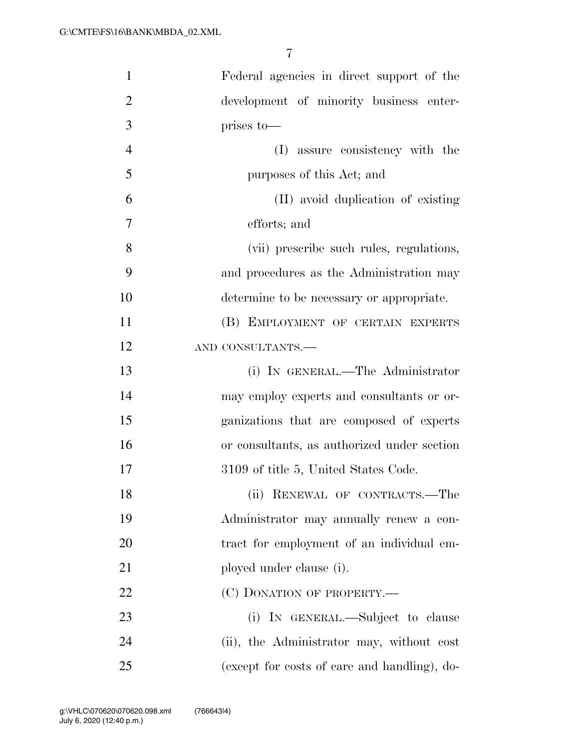Federal agencies in direct support of the development of minority business enterprises to—

(I) assure consistency with the purposes of this Act; and

(II) avoid duplication of existing efforts; and

(vii) prescribe such rules, regulations, and procedures as the Administration may determine to be necessary or appropriate.

(B) EMPLOYMENT OF CERTAIN EXPERTS AND CONSULTANTS.—

(i) IN GENERAL.—The Administrator may employ experts and consultants or organizations that are composed of experts or consultants, as authorized under section 3109 of title 5, United States Code.

(ii) RENEWAL OF CONTRACTS.—The Administrator may annually renew a contract for employment of an individual employed under clause (i).

(C) DONATION OF PROPERTY.—

(i) IN GENERAL.—Subject to clause (ii), the Administrator may, without cost (except for costs of care and handling), do-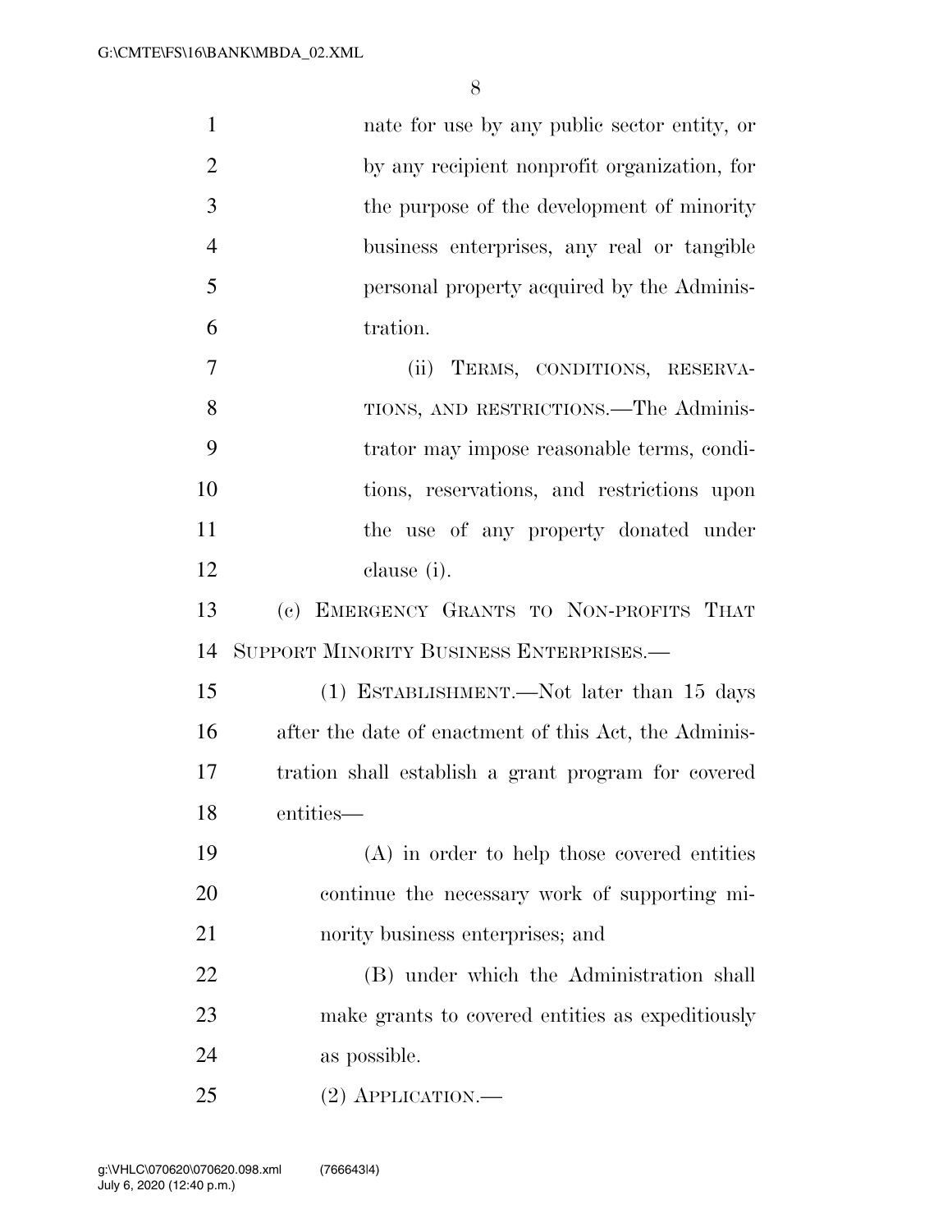nate for use by any public sector entity, or by any recipient nonprofit organization, for the purpose of the development of minority business enterprises, any real or tangible personal property acquired by the Administration.

(ii) TERMS, CONDITIONS, RESERVATIONS, AND RESTRICTIONS.—The Administrator may impose reasonable terms, conditions, reservations, and restrictions upon the use of any property donated under clause (i).

(c) EMERGENCY GRANTS TO NON-PROFITS THAT SUPPORT MINORITY BUSINESS ENTERPRISES.—

(1) ESTABLISHMENT.—Not later than 15 days after the date of enactment of this Act, the Administration shall establish a grant program for covered entities—

(A) in order to help those covered entities continue the necessary work of supporting minority business enterprises; and

(B) under which the Administration shall make grants to covered entities as expeditiously as possible.

(2) APPLICATION.—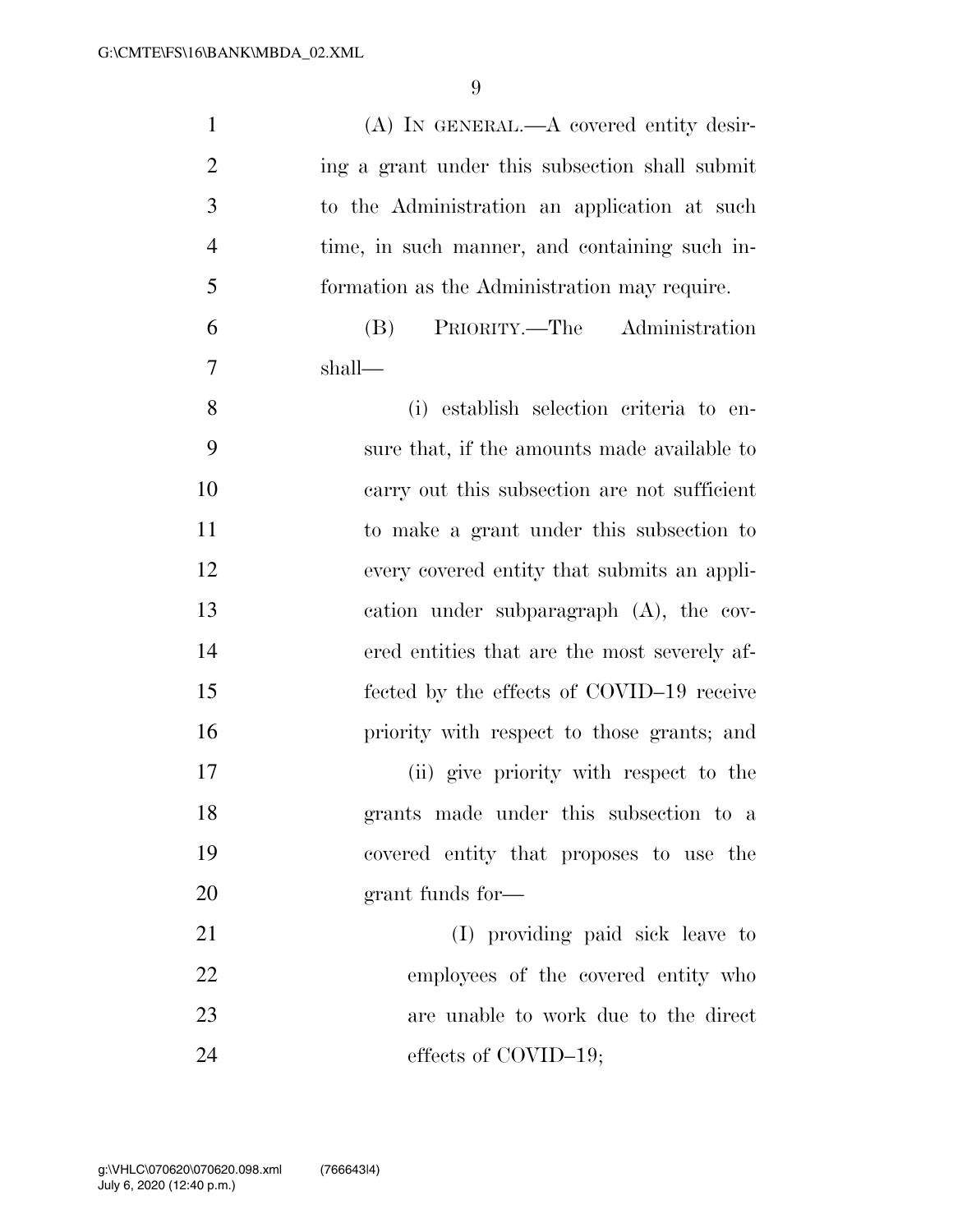(A) IN GENERAL.—A covered entity desiring a grant under this subsection shall submit to the Administration an application at such time, in such manner, and containing such information as the Administration may require.

(B) PRIORITY.—The Administration shall—

(i) establish selection criteria to ensure that, if the amounts made available to carry out this subsection are not sufficient to make a grant under this subsection to every covered entity that submits an application under subparagraph (A), the covered entities that are the most severely affected by the effects of COVID–19 receive priority with respect to those grants; and

(ii) give priority with respect to the grants made under this subsection to a covered entity that proposes to use the grant funds for—

(I) providing paid sick leave to employees of the covered entity who are unable to work due to the direct effects of COVID–19;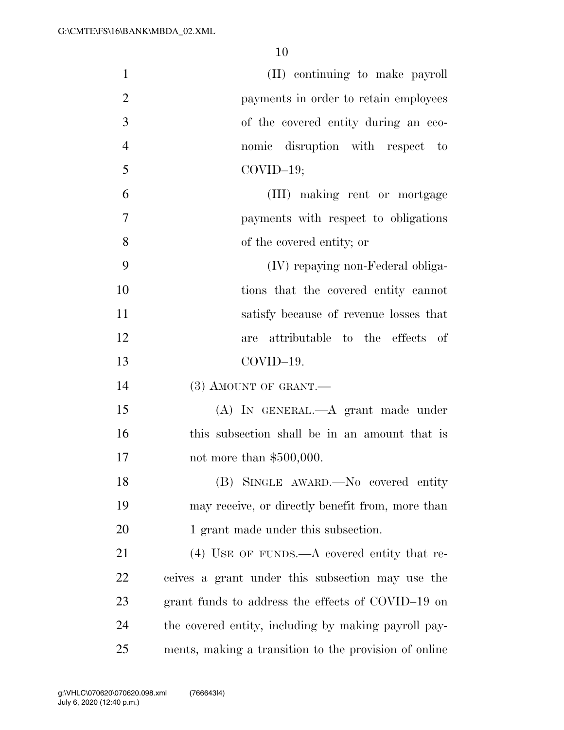(II) continuing to make payroll payments in order to retain employees of the covered entity during an economic disruption with respect to COVID–19;

(III) making rent or mortgage payments with respect to obligations of the covered entity; or

(IV) repaying non-Federal obligations that the covered entity cannot satisfy because of revenue losses that are attributable to the effects of COVID–19.

(3) AMOUNT OF GRANT.—

(A) IN GENERAL.—A grant made under this subsection shall be in an amount that is not more than $500,000.

(B) SINGLE AWARD.—No covered entity may receive, or directly benefit from, more than 1 grant made under this subsection.

(4) USE OF FUNDS.—A covered entity that receives a grant under this subsection may use the grant funds to address the effects of COVID–19 on the covered entity, including by making payroll payments, making a transition to the provision of online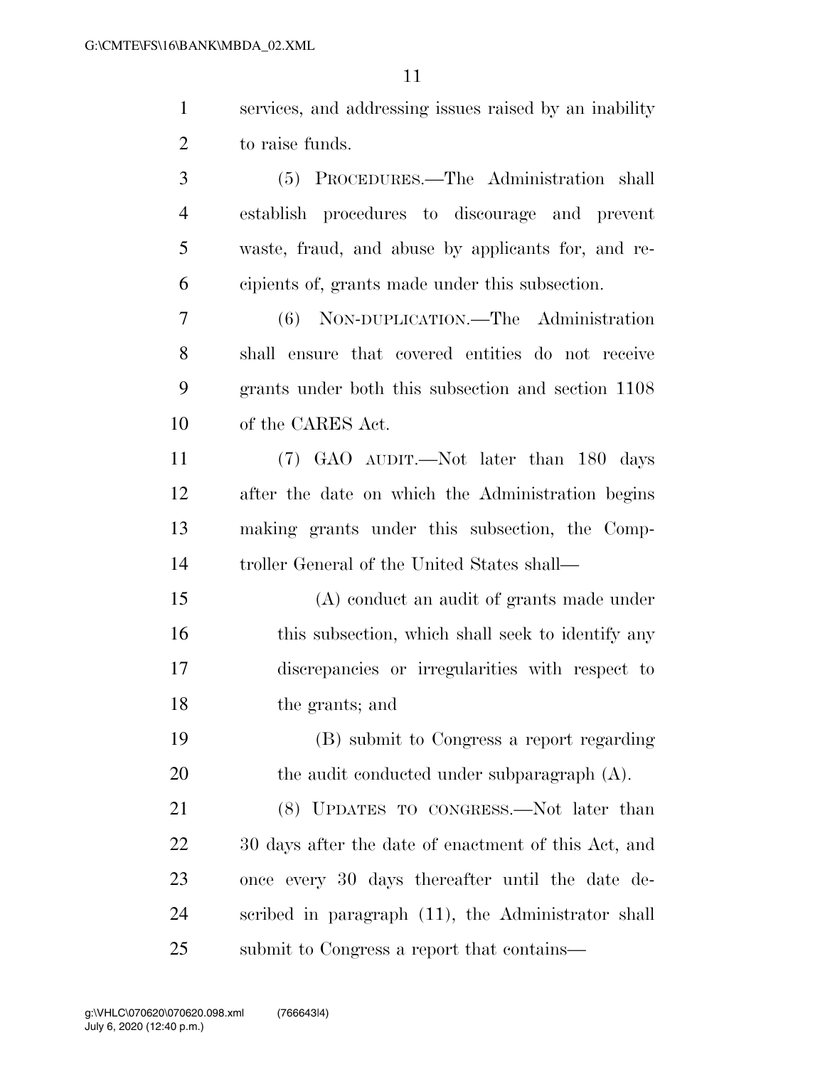services, and addressing issues raised by an inability to raise funds.

(5) PROCEDURES.—The Administration shall establish procedures to discourage and prevent waste, fraud, and abuse by applicants for, and recipients of, grants made under this subsection.

(6) NON-DUPLICATION.—The Administration shall ensure that covered entities do not receive grants under both this subsection and section 1108 of the CARES Act.

(7) GAO AUDIT.—Not later than 180 days after the date on which the Administration begins making grants under this subsection, the Comptroller General of the United States shall—

(A) conduct an audit of grants made under this subsection, which shall seek to identify any discrepancies or irregularities with respect to the grants; and

(B) submit to Congress a report regarding the audit conducted under subparagraph (A).

(8) UPDATES TO CONGRESS.—Not later than 30 days after the date of enactment of this Act, and once every 30 days thereafter until the date described in paragraph (11), the Administrator shall submit to Congress a report that contains—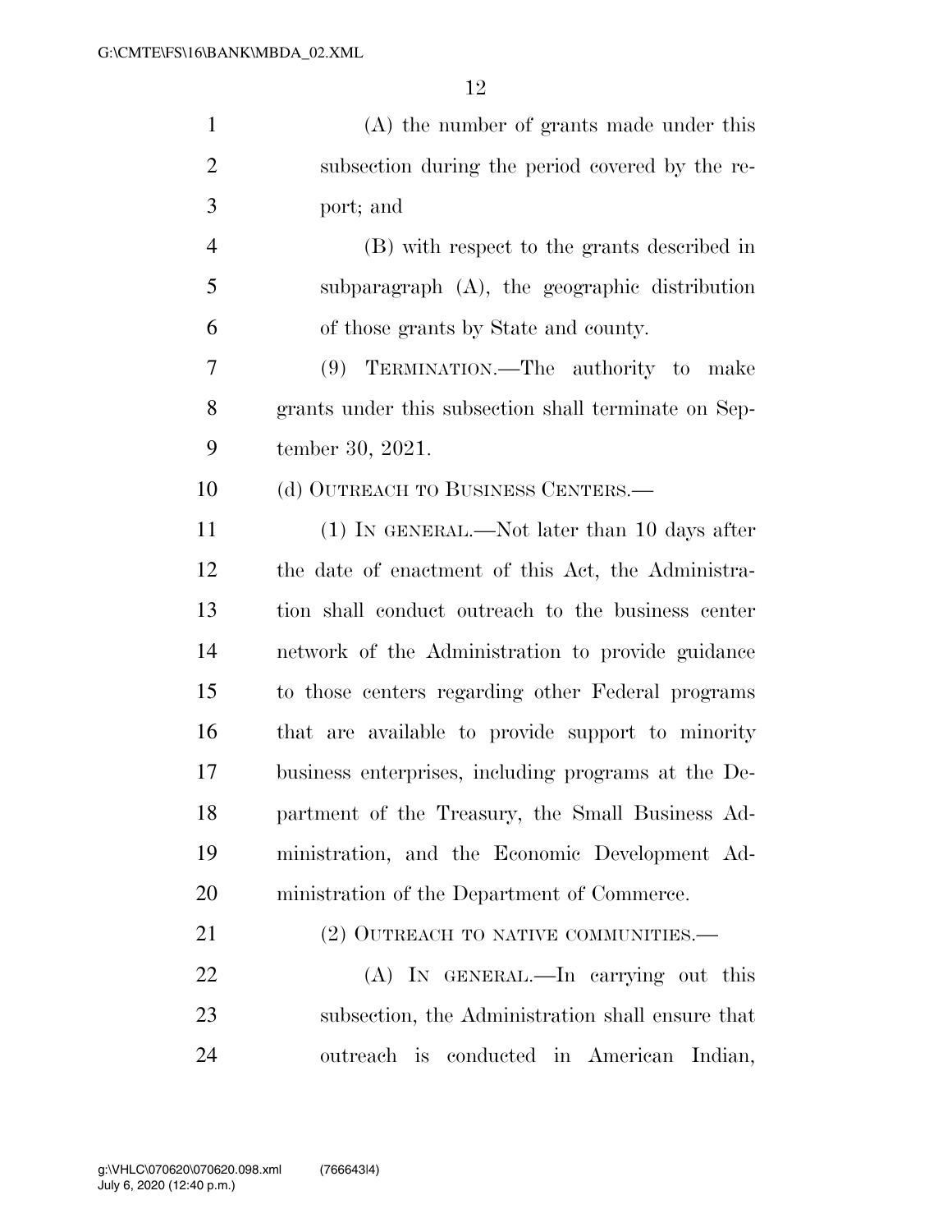(A) the number of grants made under this subsection during the period covered by the report; and

(B) with respect to the grants described in subparagraph (A), the geographic distribution of those grants by State and county.

(9) TERMINATION.—The authority to make grants under this subsection shall terminate on September 30, 2021.

(d) OUTREACH TO BUSINESS CENTERS.—

(1) IN GENERAL.—Not later than 10 days after the date of enactment of this Act, the Administration shall conduct outreach to the business center network of the Administration to provide guidance to those centers regarding other Federal programs that are available to provide support to minority business enterprises, including programs at the Department of the Treasury, the Small Business Administration, and the Economic Development Administration of the Department of Commerce.

(2) OUTREACH TO NATIVE COMMUNITIES.—

(A) IN GENERAL.—In carrying out this subsection, the Administration shall ensure that outreach is conducted in American Indian,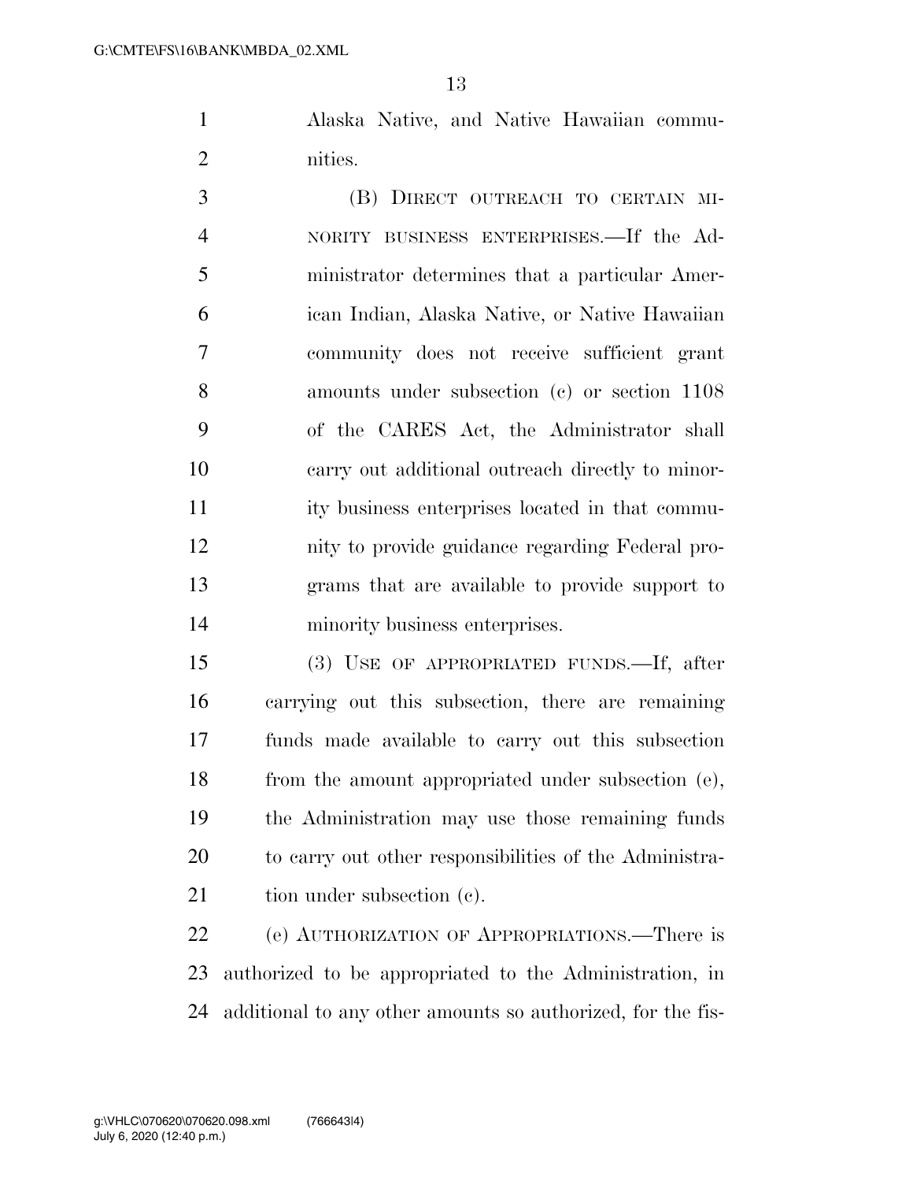Alaska Native, and Native Hawaiian communities.

(B) DIRECT OUTREACH TO CERTAIN MINORITY BUSINESS ENTERPRISES.—If the Administrator determines that a particular American Indian, Alaska Native, or Native Hawaiian community does not receive sufficient grant amounts under subsection (c) or section 1108 of the CARES Act, the Administrator shall carry out additional outreach directly to minority business enterprises located in that community to provide guidance regarding Federal programs that are available to provide support to minority business enterprises.

(3) USE OF APPROPRIATED FUNDS.—If, after carrying out this subsection, there are remaining funds made available to carry out this subsection from the amount appropriated under subsection (e), the Administration may use those remaining funds to carry out other responsibilities of the Administration under subsection (c).

(e) AUTHORIZATION OF APPROPRIATIONS.—There is authorized to be appropriated to the Administration, in additional to any other amounts so authorized, for the fis-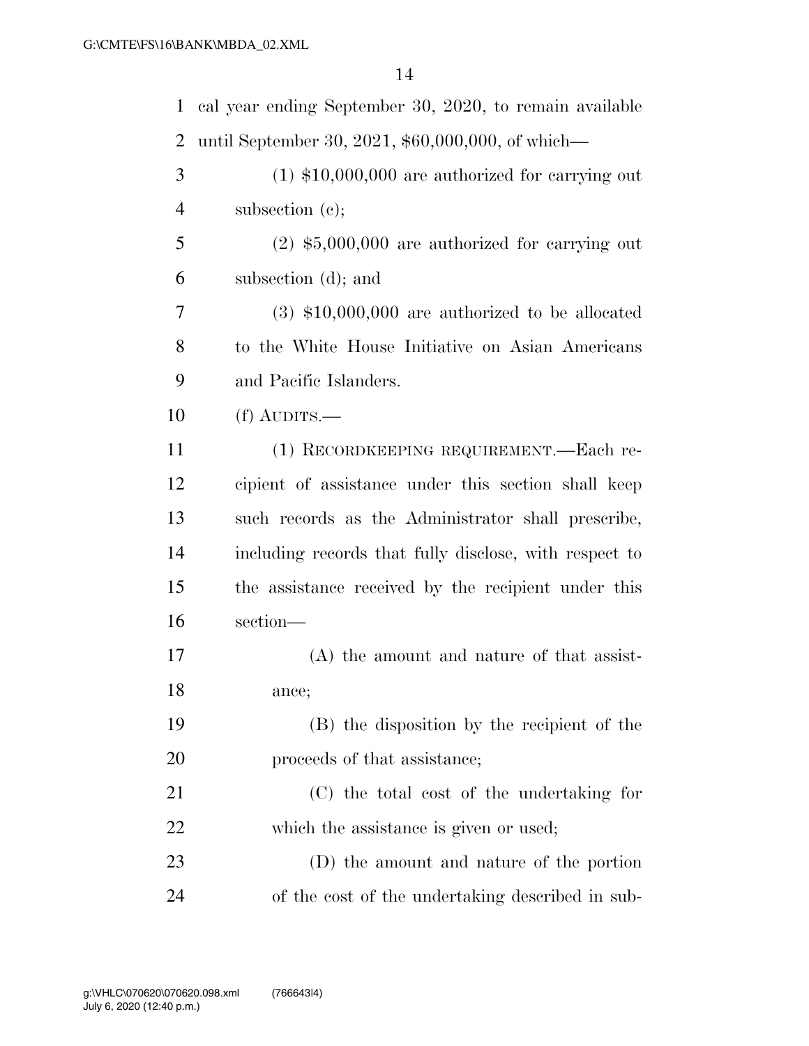cal year ending September 30, 2020, to remain available until September 30, 2021, $60,000,000, of which—

(1) $10,000,000 are authorized for carrying out subsection (c);

(2) $5,000,000 are authorized for carrying out subsection (d); and

(3) $10,000,000 are authorized to be allocated to the White House Initiative on Asian Americans and Pacific Islanders.

(f) AUDITS.—

(1) RECORDKEEPING REQUIREMENT.—Each recipient of assistance under this section shall keep such records as the Administrator shall prescribe, including records that fully disclose, with respect to the assistance received by the recipient under this section—

(A) the amount and nature of that assistance;

(B) the disposition by the recipient of the proceeds of that assistance;

(C) the total cost of the undertaking for which the assistance is given or used;

(D) the amount and nature of the portion of the cost of the undertaking described in sub-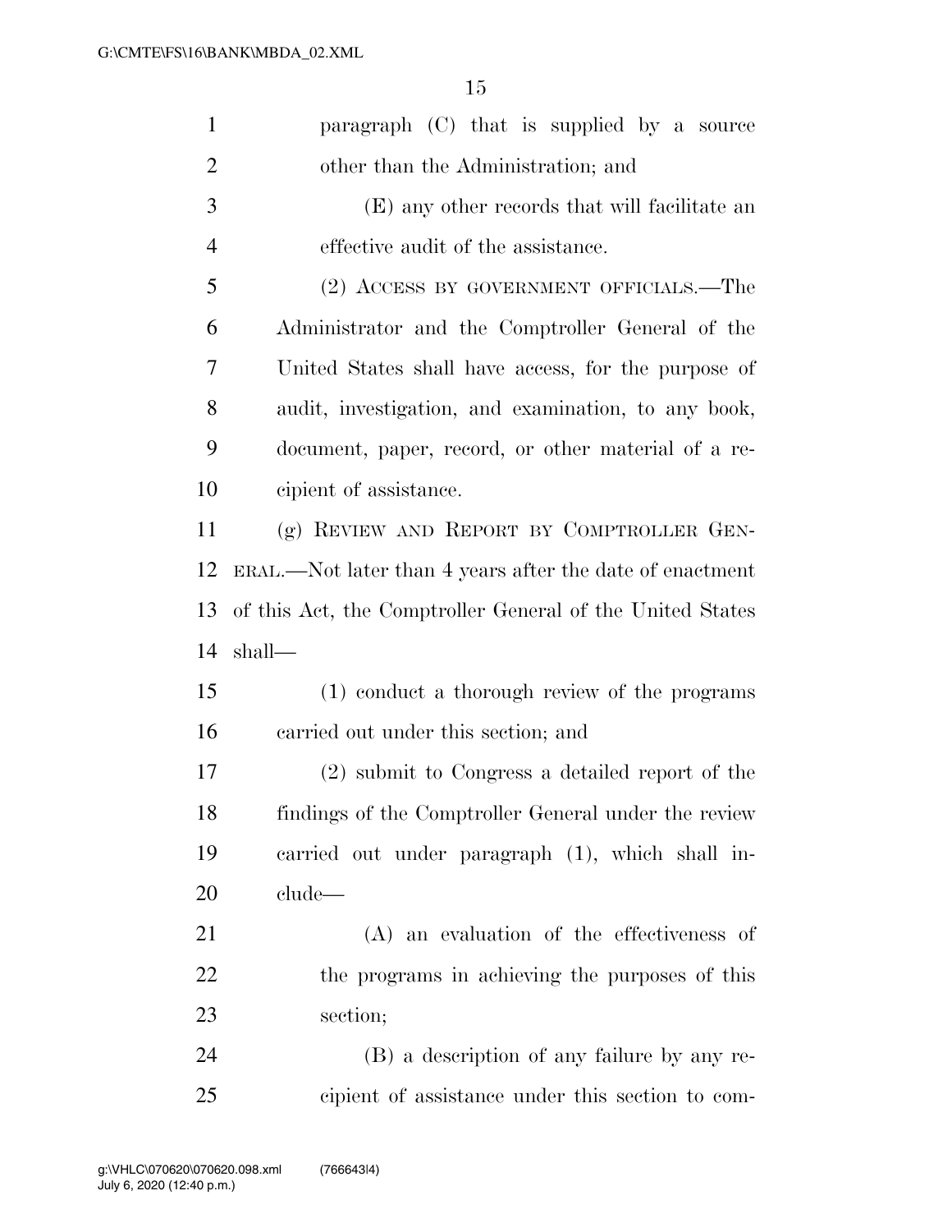paragraph (C) that is supplied by a source other than the Administration; and

(E) any other records that will facilitate an effective audit of the assistance.

(2) ACCESS BY GOVERNMENT OFFICIALS.—The Administrator and the Comptroller General of the United States shall have access, for the purpose of audit, investigation, and examination, to any book, document, paper, record, or other material of a recipient of assistance.

(g) REVIEW AND REPORT BY COMPTROLLER GENERAL.—Not later than 4 years after the date of enactment of this Act, the Comptroller General of the United States shall—

(1) conduct a thorough review of the programs carried out under this section; and

(2) submit to Congress a detailed report of the findings of the Comptroller General under the review carried out under paragraph (1), which shall include—

(A) an evaluation of the effectiveness of the programs in achieving the purposes of this section;

(B) a description of any failure by any recipient of assistance under this section to com-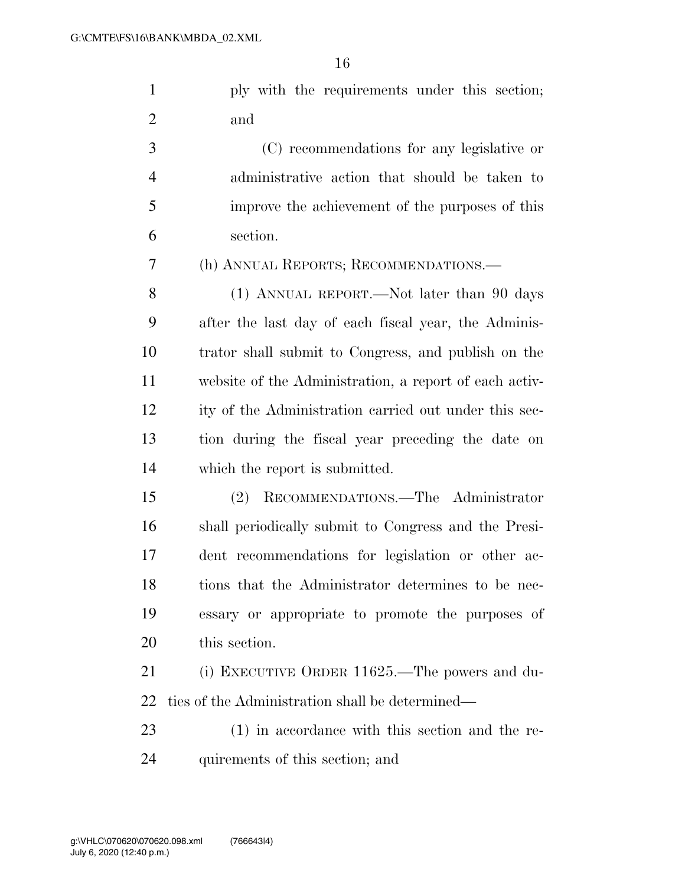ply with the requirements under this section; and

(C) recommendations for any legislative or administrative action that should be taken to improve the achievement of the purposes of this section.

(h) ANNUAL REPORTS; RECOMMENDATIONS.—

(1) ANNUAL REPORT.—Not later than 90 days after the last day of each fiscal year, the Administrator shall submit to Congress, and publish on the website of the Administration, a report of each activity of the Administration carried out under this section during the fiscal year preceding the date on which the report is submitted.

(2) RECOMMENDATIONS.—The Administrator shall periodically submit to Congress and the President recommendations for legislation or other actions that the Administrator determines to be necessary or appropriate to promote the purposes of this section.

(i) EXECUTIVE ORDER 11625.—The powers and duties of the Administration shall be determined—

(1) in accordance with this section and the requirements of this section; and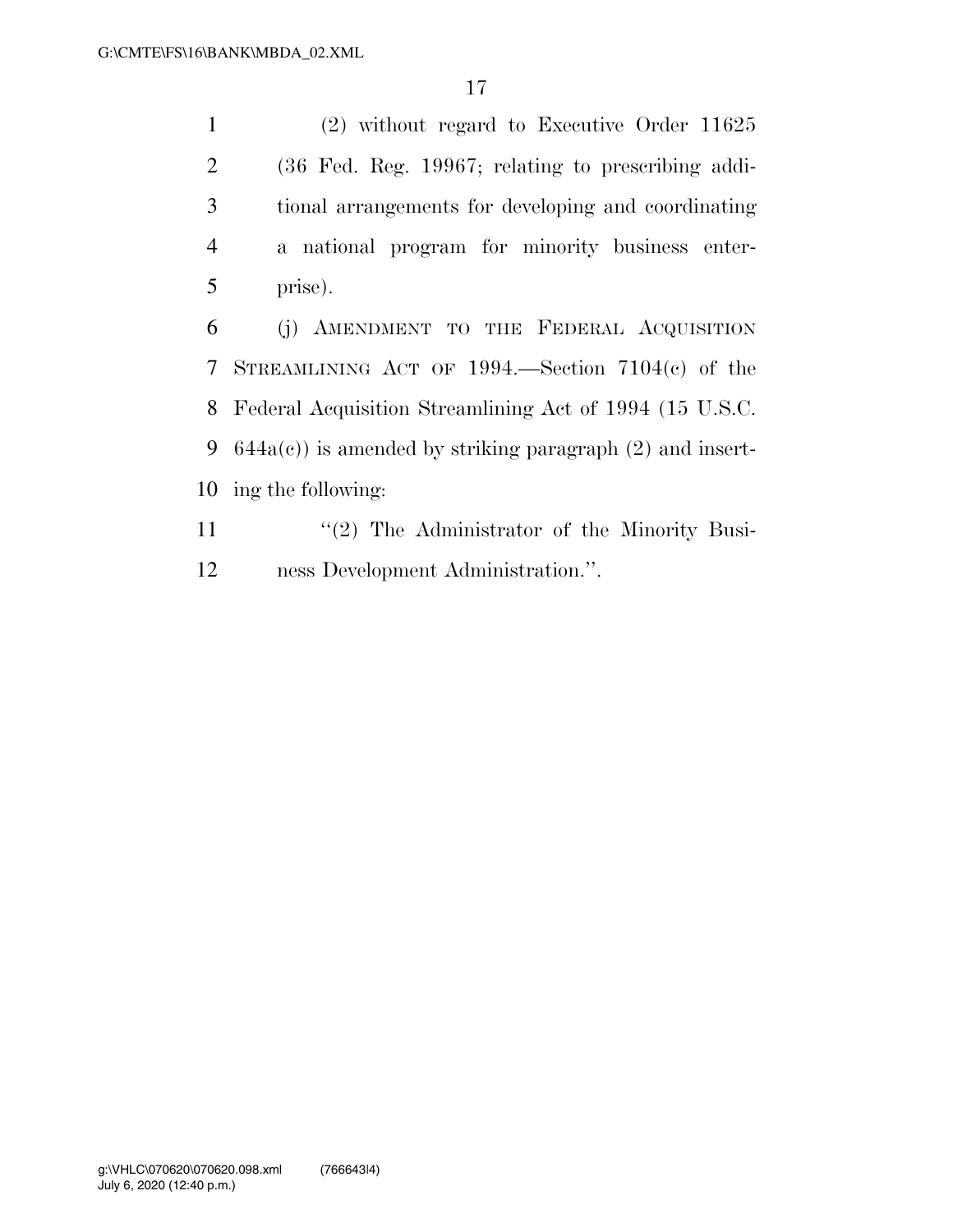(2) without regard to Executive Order 11625 (36 Fed. Reg. 19967; relating to prescribing additional arrangements for developing and coordinating a national program for minority business enterprise).

(j) AMENDMENT TO THE FEDERAL ACQUISITION STREAMLINING ACT OF 1994.—Section 7104(c) of the Federal Acquisition Streamlining Act of 1994 (15 U.S.C. 644a(c)) is amended by striking paragraph (2) and inserting the following:

"(2) The Administrator of the Minority Business Development Administration.".